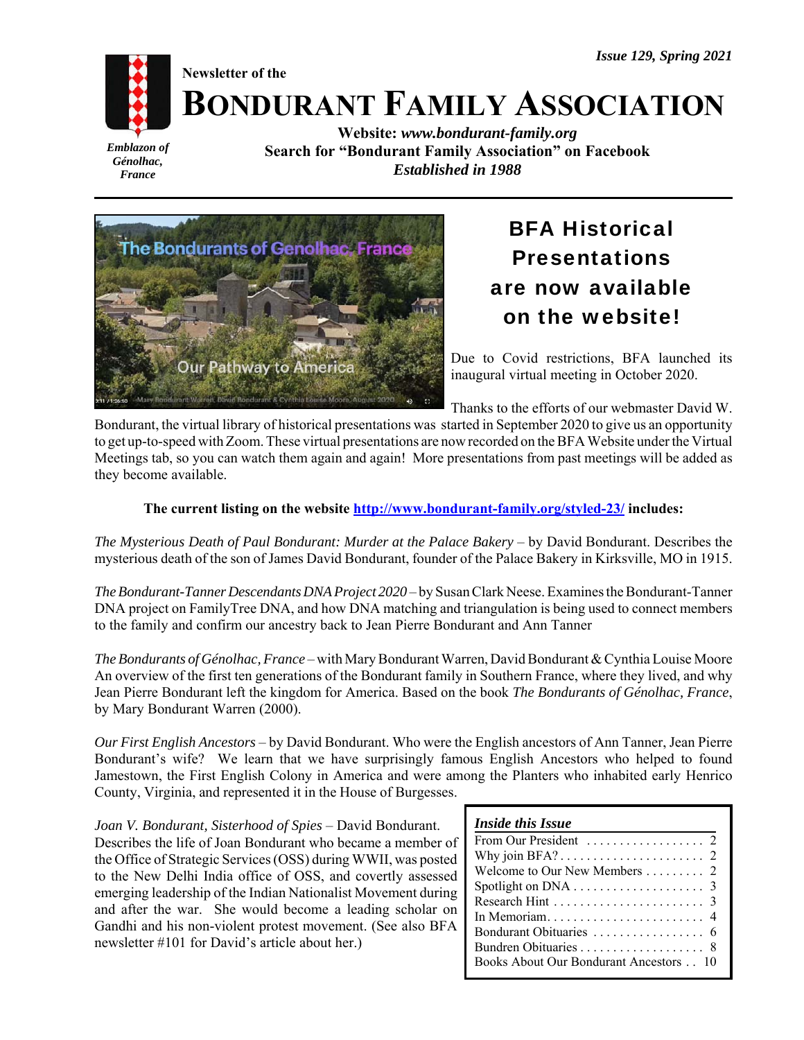*Issue 129, Spring 2021*

Newsletter of the

# BONDURANT FAMILY ASSOCIATION

*Emblazon of Génolhac, France*

**Website: *www.bondurant-family.org***
**Search for "Bondurant Family Association" on Facebook**
***Established in 1988***

## BFA Historical Presentations are now available on the website!

Due to Covid restrictions, BFA launched its inaugural virtual meeting in October 2020.

Thanks to the efforts of our webmaster David W. Bondurant, the virtual library of historical presentations was started in September 2020 to give us an opportunity to get up-to-speed with Zoom. These virtual presentations are now recorded on the BFA Website under the Virtual Meetings tab, so you can watch them again and again! More presentations from past meetings will be added as they become available.

**The current listing on the website [http://www.bondurant-family.org/styled-23/](http://www.bondurant-family.org/styled-23/) includes:**

*The Mysterious Death of Paul Bondurant: Murder at the Palace Bakery* – by David Bondurant. Describes the mysterious death of the son of James David Bondurant, founder of the Palace Bakery in Kirksville, MO in 1915.

*The Bondurant-Tanner Descendants DNA Project 2020* – by Susan Clark Neese. Examines the Bondurant-Tanner DNA project on FamilyTree DNA, and how DNA matching and triangulation is being used to connect members to the family and confirm our ancestry back to Jean Pierre Bondurant and Ann Tanner

*The Bondurants of Génolhac, France* – with Mary Bondurant Warren, David Bondurant & Cynthia Louise Moore An overview of the first ten generations of the Bondurant family in Southern France, where they lived, and why Jean Pierre Bondurant left the kingdom for America. Based on the book *The Bondurants of Génolhac, France*, by Mary Bondurant Warren (2000).

*Our First English Ancestors* – by David Bondurant. Who were the English ancestors of Ann Tanner, Jean Pierre Bondurant's wife? We learn that we have surprisingly famous English Ancestors who helped to found Jamestown, the First English Colony in America and were among the Planters who inhabited early Henrico County, Virginia, and represented it in the House of Burgesses.

*Joan V. Bondurant, Sisterhood of Spies* – David Bondurant. Describes the life of Joan Bondurant who became a member of the Office of Strategic Services (OSS) during WWII, was posted to the New Delhi India office of OSS, and covertly assessed emerging leadership of the Indian Nationalist Movement during and after the war. She would become a leading scholar on Gandhi and his non-violent protest movement. (See also BFA newsletter #101 for David's article about her.)

***Inside this Issue***

| | |
|---|---|
| From Our President | 2 |
| Why join BFA? | 2 |
| Welcome to Our New Members | 2 |
| Spotlight on DNA | 3 |
| Research Hint | 3 |
| In Memoriam | 4 |
| Bondurant Obituaries | 6 |
| Bundren Obituaries | 8 |
| Books About Our Bondurant Ancestors | 10 |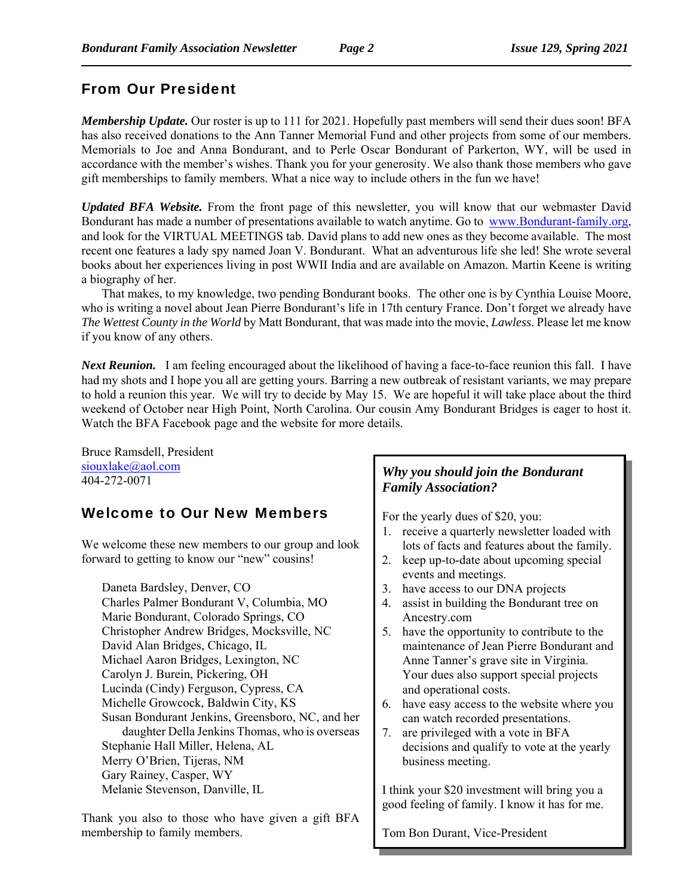## From Our President

***Membership Update.*** Our roster is up to 111 for 2021. Hopefully past members will send their dues soon! BFA has also received donations to the Ann Tanner Memorial Fund and other projects from some of our members. Memorials to Joe and Anna Bondurant, and to Perle Oscar Bondurant of Parkerton, WY, will be used in accordance with the member's wishes. Thank you for your generosity. We also thank those members who gave gift memberships to family members. What a nice way to include others in the fun we have!

***Updated BFA Website.*** From the front page of this newsletter, you will know that our webmaster David Bondurant has made a number of presentations available to watch anytime. Go to [www.Bondurant-family.org](http://www.Bondurant-family.org), and look for the VIRTUAL MEETINGS tab. David plans to add new ones as they become available. The most recent one features a lady spy named Joan V. Bondurant. What an adventurous life she led! She wrote several books about her experiences living in post WWII India and are available on Amazon. Martin Keene is writing a biography of her.

That makes, to my knowledge, two pending Bondurant books. The other one is by Cynthia Louise Moore, who is writing a novel about Jean Pierre Bondurant's life in 17th century France. Don't forget we already have *The Wettest County in the World* by Matt Bondurant, that was made into the movie, *Lawless*. Please let me know if you know of any others.

***Next Reunion.*** I am feeling encouraged about the likelihood of having a face-to-face reunion this fall. I have had my shots and I hope you all are getting yours. Barring a new outbreak of resistant variants, we may prepare to hold a reunion this year. We will try to decide by May 15. We are hopeful it will take place about the third weekend of October near High Point, North Carolina. Our cousin Amy Bondurant Bridges is eager to host it. Watch the BFA Facebook page and the website for more details.

Bruce Ramsdell, President
[siouxlake@aol.com](mailto:siouxlake@aol.com)
404-272-0071

## Welcome to Our New Members

We welcome these new members to our group and look forward to getting to know our "new" cousins!

Daneta Bardsley, Denver, CO
Charles Palmer Bondurant V, Columbia, MO
Marie Bondurant, Colorado Springs, CO
Christopher Andrew Bridges, Mocksville, NC
David Alan Bridges, Chicago, IL
Michael Aaron Bridges, Lexington, NC
Carolyn J. Burein, Pickering, OH
Lucinda (Cindy) Ferguson, Cypress, CA
Michelle Growcock, Baldwin City, KS
Susan Bondurant Jenkins, Greensboro, NC, and her daughter Della Jenkins Thomas, who is overseas
Stephanie Hall Miller, Helena, AL
Merry O'Brien, Tijeras, NM
Gary Rainey, Casper, WY
Melanie Stevenson, Danville, IL

Thank you also to those who have given a gift BFA membership to family members.

### *Why you should join the Bondurant Family Association?*

For the yearly dues of $20, you:

1. receive a quarterly newsletter loaded with lots of facts and features about the family.
2. keep up-to-date about upcoming special events and meetings.
3. have access to our DNA projects
4. assist in building the Bondurant tree on Ancestry.com
5. have the opportunity to contribute to the maintenance of Jean Pierre Bondurant and Anne Tanner's grave site in Virginia. Your dues also support special projects and operational costs.
6. have easy access to the website where you can watch recorded presentations.
7. are privileged with a vote in BFA decisions and qualify to vote at the yearly business meeting.

I think your $20 investment will bring you a good feeling of family. I know it has for me.

Tom Bon Durant, Vice-President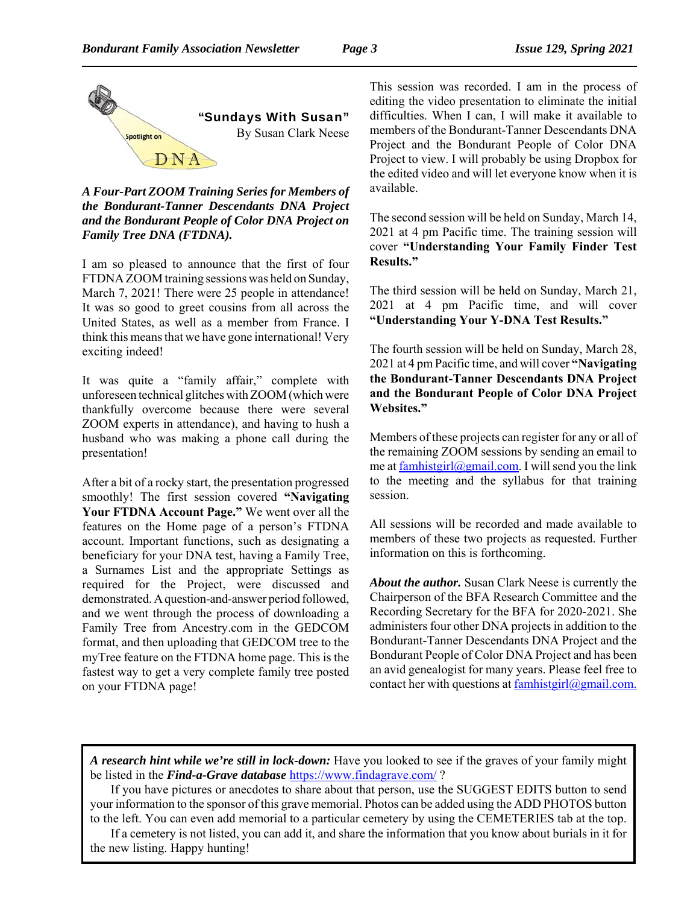## "Sundays With Susan"

By Susan Clark Neese

***A Four-Part ZOOM Training Series for Members of the Bondurant-Tanner Descendants DNA Project and the Bondurant People of Color DNA Project on Family Tree DNA (FTDNA).***

I am so pleased to announce that the first of four FTDNA ZOOM training sessions was held on Sunday, March 7, 2021! There were 25 people in attendance! It was so good to greet cousins from all across the United States, as well as a member from France. I think this means that we have gone international! Very exciting indeed!

It was quite a "family affair," complete with unforeseen technical glitches with ZOOM (which were thankfully overcome because there were several ZOOM experts in attendance), and having to hush a husband who was making a phone call during the presentation!

After a bit of a rocky start, the presentation progressed smoothly! The first session covered **"Navigating Your FTDNA Account Page."** We went over all the features on the Home page of a person's FTDNA account. Important functions, such as designating a beneficiary for your DNA test, having a Family Tree, a Surnames List and the appropriate Settings as required for the Project, were discussed and demonstrated. A question-and-answer period followed, and we went through the process of downloading a Family Tree from Ancestry.com in the GEDCOM format, and then uploading that GEDCOM tree to the myTree feature on the FTDNA home page. This is the fastest way to get a very complete family tree posted on your FTDNA page!

This session was recorded. I am in the process of editing the video presentation to eliminate the initial difficulties. When I can, I will make it available to members of the Bondurant-Tanner Descendants DNA Project and the Bondurant People of Color DNA Project to view. I will probably be using Dropbox for the edited video and will let everyone know when it is available.

The second session will be held on Sunday, March 14, 2021 at 4 pm Pacific time. The training session will cover **"Understanding Your Family Finder Test Results."**

The third session will be held on Sunday, March 21, 2021 at 4 pm Pacific time, and will cover **"Understanding Your Y-DNA Test Results."**

The fourth session will be held on Sunday, March 28, 2021 at 4 pm Pacific time, and will cover **"Navigating the Bondurant-Tanner Descendants DNA Project and the Bondurant People of Color DNA Project Websites."**

Members of these projects can register for any or all of the remaining ZOOM sessions by sending an email to me at famhistgirl@gmail.com. I will send you the link to the meeting and the syllabus for that training session.

All sessions will be recorded and made available to members of these two projects as requested. Further information on this is forthcoming.

***About the author.*** Susan Clark Neese is currently the Chairperson of the BFA Research Committee and the Recording Secretary for the BFA for 2020-2021. She administers four other DNA projects in addition to the Bondurant-Tanner Descendants DNA Project and the Bondurant People of Color DNA Project and has been an avid genealogist for many years. Please feel free to contact her with questions at famhistgirl@gmail.com.

---

***A research hint while we're still in lock-down:*** Have you looked to see if the graves of your family might be listed in the ***Find-a-Grave database*** https://www.findagrave.com/ ?

If you have pictures or anecdotes to share about that person, use the SUGGEST EDITS button to send your information to the sponsor of this grave memorial. Photos can be added using the ADD PHOTOS button to the left. You can even add memorial to a particular cemetery by using the CEMETERIES tab at the top.

If a cemetery is not listed, you can add it, and share the information that you know about burials in it for the new listing. Happy hunting!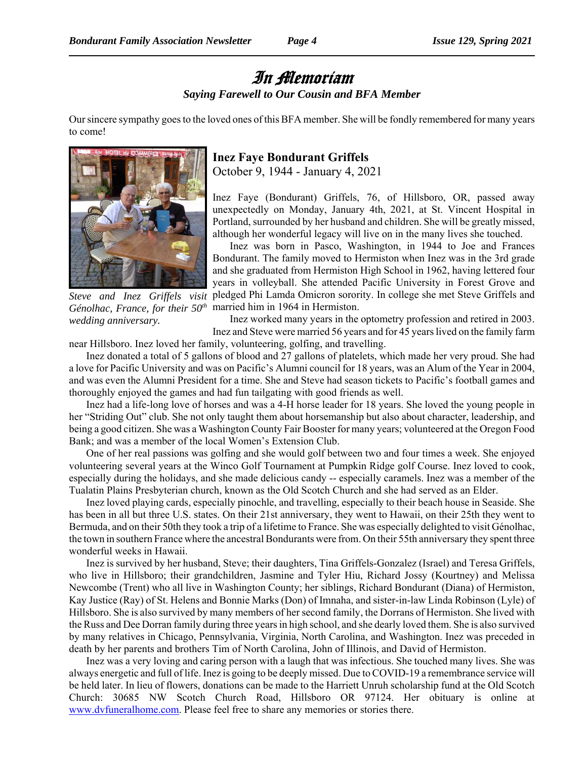# *In Memoriam*

***Saying Farewell to Our Cousin and BFA Member***

Our sincere sympathy goes to the loved ones of this BFA member. She will be fondly remembered for many years to come!

*Steve and Inez Griffels visit Génolhac, France, for their 50th wedding anniversary.*

## Inez Faye Bondurant Griffels

October 9, 1944 - January 4, 2021

Inez Faye (Bondurant) Griffels, 76, of Hillsboro, OR, passed away unexpectedly on Monday, January 4th, 2021, at St. Vincent Hospital in Portland, surrounded by her husband and children. She will be greatly missed, although her wonderful legacy will live on in the many lives she touched.

Inez was born in Pasco, Washington, in 1944 to Joe and Frances Bondurant. The family moved to Hermiston when Inez was in the 3rd grade and she graduated from Hermiston High School in 1962, having lettered four years in volleyball. She attended Pacific University in Forest Grove and pledged Phi Lamda Omicron sorority. In college she met Steve Griffels and married him in 1964 in Hermiston.

Inez worked many years in the optometry profession and retired in 2003. Inez and Steve were married 56 years and for 45 years lived on the family farm near Hillsboro. Inez loved her family, volunteering, golfing, and travelling.

Inez donated a total of 5 gallons of blood and 27 gallons of platelets, which made her very proud. She had a love for Pacific University and was on Pacific's Alumni council for 18 years, was an Alum of the Year in 2004, and was even the Alumni President for a time. She and Steve had season tickets to Pacific's football games and thoroughly enjoyed the games and had fun tailgating with good friends as well.

Inez had a life-long love of horses and was a 4-H horse leader for 18 years. She loved the young people in her "Striding Out" club. She not only taught them about horsemanship but also about character, leadership, and being a good citizen. She was a Washington County Fair Booster for many years; volunteered at the Oregon Food Bank; and was a member of the local Women's Extension Club.

One of her real passions was golfing and she would golf between two and four times a week. She enjoyed volunteering several years at the Winco Golf Tournament at Pumpkin Ridge golf Course. Inez loved to cook, especially during the holidays, and she made delicious candy -- especially caramels. Inez was a member of the Tualatin Plains Presbyterian church, known as the Old Scotch Church and she had served as an Elder.

Inez loved playing cards, especially pinochle, and travelling, especially to their beach house in Seaside. She has been in all but three U.S. states. On their 21st anniversary, they went to Hawaii, on their 25th they went to Bermuda, and on their 50th they took a trip of a lifetime to France. She was especially delighted to visit Génolhac, the town in southern France where the ancestral Bondurants were from. On their 55th anniversary they spent three wonderful weeks in Hawaii.

Inez is survived by her husband, Steve; their daughters, Tina Griffels-Gonzalez (Israel) and Teresa Griffels, who live in Hillsboro; their grandchildren, Jasmine and Tyler Hiu, Richard Jossy (Kourtney) and Melissa Newcombe (Trent) who all live in Washington County; her siblings, Richard Bondurant (Diana) of Hermiston, Kay Justice (Ray) of St. Helens and Bonnie Marks (Don) of Imnaha, and sister-in-law Linda Robinson (Lyle) of Hillsboro. She is also survived by many members of her second family, the Dorrans of Hermiston. She lived with the Russ and Dee Dorran family during three years in high school, and she dearly loved them. She is also survived by many relatives in Chicago, Pennsylvania, Virginia, North Carolina, and Washington. Inez was preceded in death by her parents and brothers Tim of North Carolina, John of Illinois, and David of Hermiston.

Inez was a very loving and caring person with a laugh that was infectious. She touched many lives. She was always energetic and full of life. Inez is going to be deeply missed. Due to COVID-19 a remembrance service will be held later. In lieu of flowers, donations can be made to the Harriett Unruh scholarship fund at the Old Scotch Church: 30685 NW Scotch Church Road, Hillsboro OR 97124. Her obituary is online at www.dvfuneralhome.com. Please feel free to share any memories or stories there.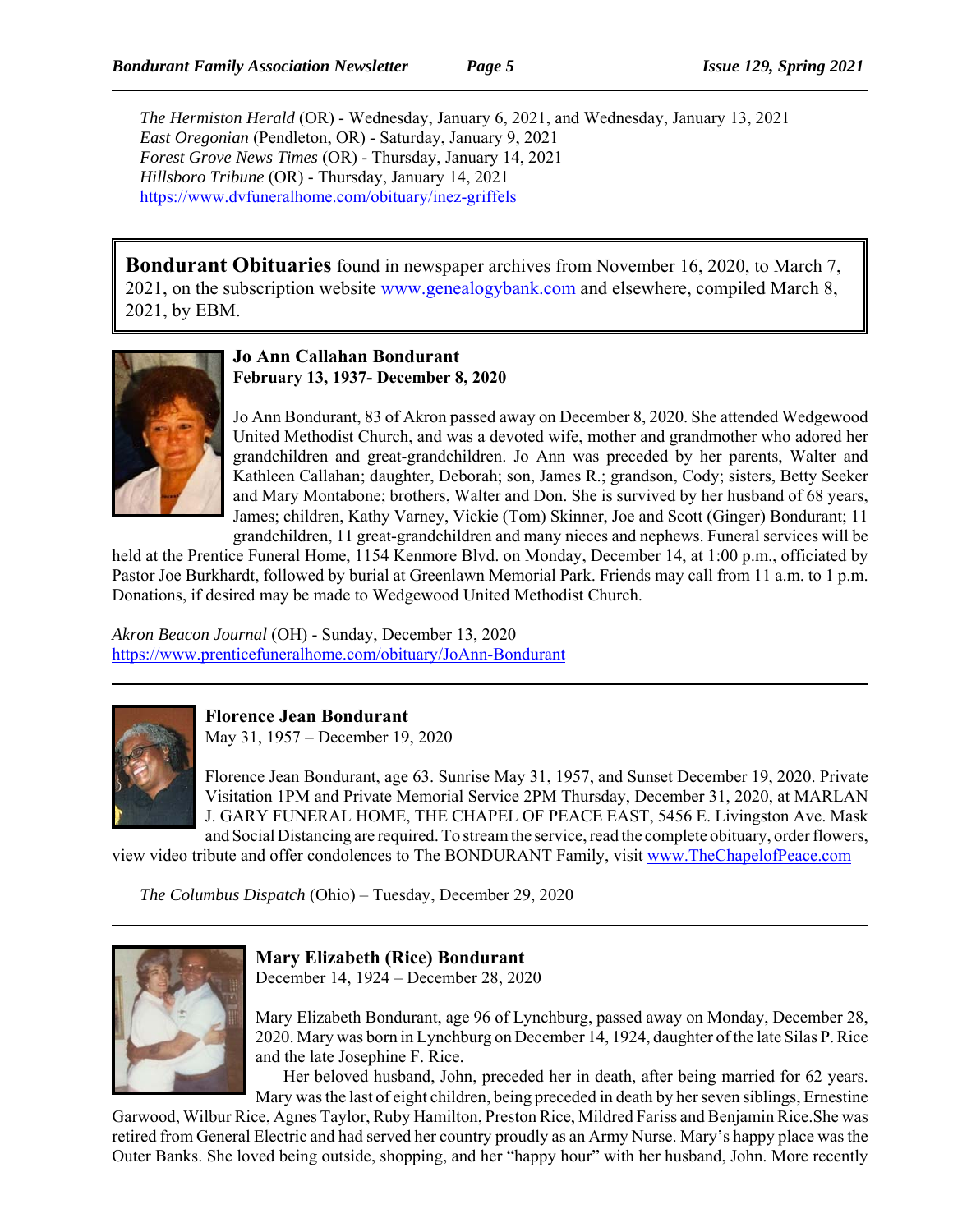*The Hermiston Herald* (OR) - Wednesday, January 6, 2021, and Wednesday, January 13, 2021
*East Oregonian* (Pendleton, OR) - Saturday, January 9, 2021
*Forest Grove News Times* (OR) - Thursday, January 14, 2021
*Hillsboro Tribune* (OR) - Thursday, January 14, 2021
https://www.dvfuneralhome.com/obituary/inez-griffels

**Bondurant Obituaries** found in newspaper archives from November 16, 2020, to March 7, 2021, on the subscription website www.genealogybank.com and elsewhere, compiled March 8, 2021, by EBM.

### Jo Ann Callahan Bondurant
**February 13, 1937- December 8, 2020**

Jo Ann Bondurant, 83 of Akron passed away on December 8, 2020. She attended Wedgewood United Methodist Church, and was a devoted wife, mother and grandmother who adored her grandchildren and great-grandchildren. Jo Ann was preceded by her parents, Walter and Kathleen Callahan; daughter, Deborah; son, James R.; grandson, Cody; sisters, Betty Seeker and Mary Montabone; brothers, Walter and Don. She is survived by her husband of 68 years, James; children, Kathy Varney, Vickie (Tom) Skinner, Joe and Scott (Ginger) Bondurant; 11 grandchildren, 11 great-grandchildren and many nieces and nephews. Funeral services will be held at the Prentice Funeral Home, 1154 Kenmore Blvd. on Monday, December 14, at 1:00 p.m., officiated by Pastor Joe Burkhardt, followed by burial at Greenlawn Memorial Park. Friends may call from 11 a.m. to 1 p.m. Donations, if desired may be made to Wedgewood United Methodist Church.

*Akron Beacon Journal* (OH) - Sunday, December 13, 2020
https://www.prenticefuneralhome.com/obituary/JoAnn-Bondurant

---

### Florence Jean Bondurant
May 31, 1957 – December 19, 2020

Florence Jean Bondurant, age 63. Sunrise May 31, 1957, and Sunset December 19, 2020. Private Visitation 1PM and Private Memorial Service 2PM Thursday, December 31, 2020, at MARLAN J. GARY FUNERAL HOME, THE CHAPEL OF PEACE EAST, 5456 E. Livingston Ave. Mask and Social Distancing are required. To stream the service, read the complete obituary, order flowers, view video tribute and offer condolences to The BONDURANT Family, visit www.TheChapelofPeace.com

*The Columbus Dispatch* (Ohio) – Tuesday, December 29, 2020

---

### Mary Elizabeth (Rice) Bondurant
December 14, 1924 – December 28, 2020

Mary Elizabeth Bondurant, age 96 of Lynchburg, passed away on Monday, December 28, 2020. Mary was born in Lynchburg on December 14, 1924, daughter of the late Silas P. Rice and the late Josephine F. Rice.

Her beloved husband, John, preceded her in death, after being married for 62 years. Mary was the last of eight children, being preceded in death by her seven siblings, Ernestine Garwood, Wilbur Rice, Agnes Taylor, Ruby Hamilton, Preston Rice, Mildred Fariss and Benjamin Rice.She was retired from General Electric and had served her country proudly as an Army Nurse. Mary's happy place was the Outer Banks. She loved being outside, shopping, and her "happy hour" with her husband, John. More recently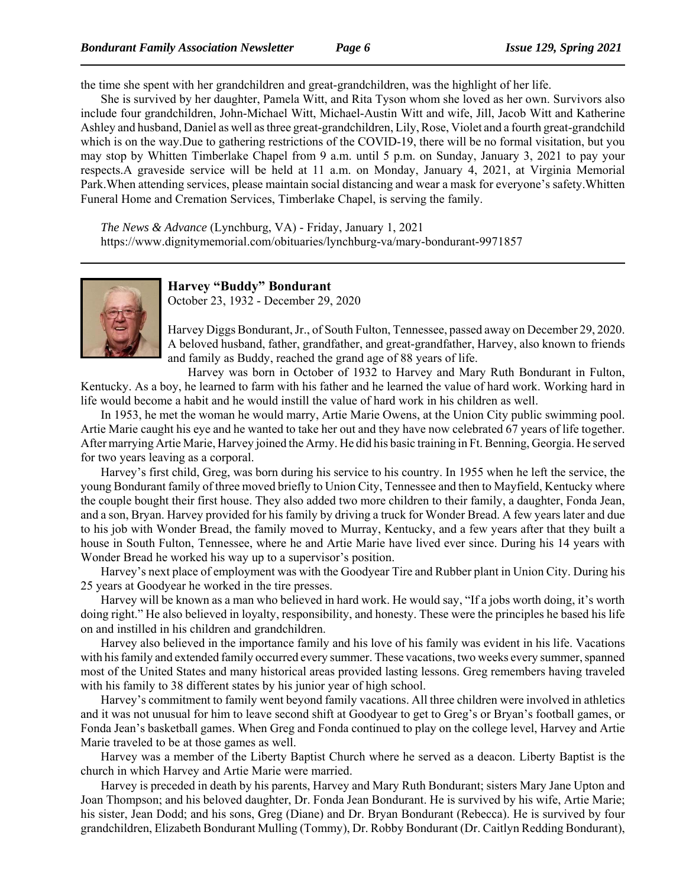the time she spent with her grandchildren and great-grandchildren, was the highlight of her life.

She is survived by her daughter, Pamela Witt, and Rita Tyson whom she loved as her own. Survivors also include four grandchildren, John-Michael Witt, Michael-Austin Witt and wife, Jill, Jacob Witt and Katherine Ashley and husband, Daniel as well as three great-grandchildren, Lily, Rose, Violet and a fourth great-grandchild which is on the way.Due to gathering restrictions of the COVID-19, there will be no formal visitation, but you may stop by Whitten Timberlake Chapel from 9 a.m. until 5 p.m. on Sunday, January 3, 2021 to pay your respects.A graveside service will be held at 11 a.m. on Monday, January 4, 2021, at Virginia Memorial Park.When attending services, please maintain social distancing and wear a mask for everyone's safety.Whitten Funeral Home and Cremation Services, Timberlake Chapel, is serving the family.

*The News & Advance* (Lynchburg, VA) - Friday, January 1, 2021
https://www.dignitymemorial.com/obituaries/lynchburg-va/mary-bondurant-9971857

---

**Harvey "Buddy" Bondurant**
October 23, 1932 - December 29, 2020

Harvey Diggs Bondurant, Jr., of South Fulton, Tennessee, passed away on December 29, 2020. A beloved husband, father, grandfather, and great-grandfather, Harvey, also known to friends and family as Buddy, reached the grand age of 88 years of life.

Harvey was born in October of 1932 to Harvey and Mary Ruth Bondurant in Fulton, Kentucky. As a boy, he learned to farm with his father and he learned the value of hard work. Working hard in life would become a habit and he would instill the value of hard work in his children as well.

In 1953, he met the woman he would marry, Artie Marie Owens, at the Union City public swimming pool. Artie Marie caught his eye and he wanted to take her out and they have now celebrated 67 years of life together. After marrying Artie Marie, Harvey joined the Army. He did his basic training in Ft. Benning, Georgia. He served for two years leaving as a corporal.

Harvey's first child, Greg, was born during his service to his country. In 1955 when he left the service, the young Bondurant family of three moved briefly to Union City, Tennessee and then to Mayfield, Kentucky where the couple bought their first house. They also added two more children to their family, a daughter, Fonda Jean, and a son, Bryan. Harvey provided for his family by driving a truck for Wonder Bread. A few years later and due to his job with Wonder Bread, the family moved to Murray, Kentucky, and a few years after that they built a house in South Fulton, Tennessee, where he and Artie Marie have lived ever since. During his 14 years with Wonder Bread he worked his way up to a supervisor's position.

Harvey's next place of employment was with the Goodyear Tire and Rubber plant in Union City. During his 25 years at Goodyear he worked in the tire presses.

Harvey will be known as a man who believed in hard work. He would say, "If a jobs worth doing, it's worth doing right." He also believed in loyalty, responsibility, and honesty. These were the principles he based his life on and instilled in his children and grandchildren.

Harvey also believed in the importance family and his love of his family was evident in his life. Vacations with his family and extended family occurred every summer. These vacations, two weeks every summer, spanned most of the United States and many historical areas provided lasting lessons. Greg remembers having traveled with his family to 38 different states by his junior year of high school.

Harvey's commitment to family went beyond family vacations. All three children were involved in athletics and it was not unusual for him to leave second shift at Goodyear to get to Greg's or Bryan's football games, or Fonda Jean's basketball games. When Greg and Fonda continued to play on the college level, Harvey and Artie Marie traveled to be at those games as well.

Harvey was a member of the Liberty Baptist Church where he served as a deacon. Liberty Baptist is the church in which Harvey and Artie Marie were married.

Harvey is preceded in death by his parents, Harvey and Mary Ruth Bondurant; sisters Mary Jane Upton and Joan Thompson; and his beloved daughter, Dr. Fonda Jean Bondurant. He is survived by his wife, Artie Marie; his sister, Jean Dodd; and his sons, Greg (Diane) and Dr. Bryan Bondurant (Rebecca). He is survived by four grandchildren, Elizabeth Bondurant Mulling (Tommy), Dr. Robby Bondurant (Dr. Caitlyn Redding Bondurant),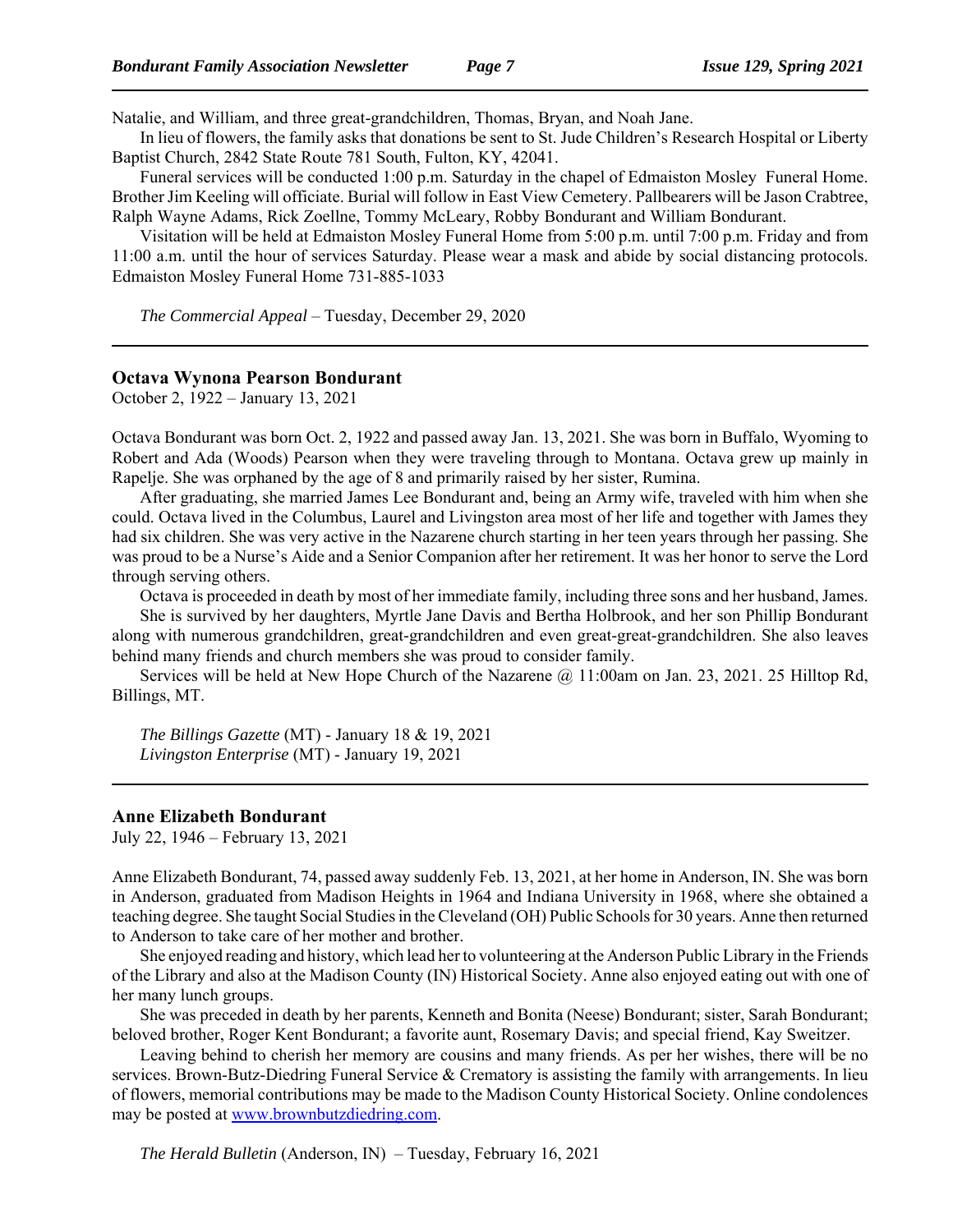Natalie, and William, and three great-grandchildren, Thomas, Bryan, and Noah Jane.

In lieu of flowers, the family asks that donations be sent to St. Jude Children's Research Hospital or Liberty Baptist Church, 2842 State Route 781 South, Fulton, KY, 42041.

Funeral services will be conducted 1:00 p.m. Saturday in the chapel of Edmaiston Mosley Funeral Home. Brother Jim Keeling will officiate. Burial will follow in East View Cemetery. Pallbearers will be Jason Crabtree, Ralph Wayne Adams, Rick Zoellne, Tommy McLeary, Robby Bondurant and William Bondurant.

Visitation will be held at Edmaiston Mosley Funeral Home from 5:00 p.m. until 7:00 p.m. Friday and from 11:00 a.m. until the hour of services Saturday. Please wear a mask and abide by social distancing protocols. Edmaiston Mosley Funeral Home 731-885-1033

*The Commercial Appeal* – Tuesday, December 29, 2020

---

**Octava Wynona Pearson Bondurant**

October 2, 1922 – January 13, 2021

Octava Bondurant was born Oct. 2, 1922 and passed away Jan. 13, 2021. She was born in Buffalo, Wyoming to Robert and Ada (Woods) Pearson when they were traveling through to Montana. Octava grew up mainly in Rapelje. She was orphaned by the age of 8 and primarily raised by her sister, Rumina.

After graduating, she married James Lee Bondurant and, being an Army wife, traveled with him when she could. Octava lived in the Columbus, Laurel and Livingston area most of her life and together with James they had six children. She was very active in the Nazarene church starting in her teen years through her passing. She was proud to be a Nurse's Aide and a Senior Companion after her retirement. It was her honor to serve the Lord through serving others.

Octava is proceeded in death by most of her immediate family, including three sons and her husband, James.

She is survived by her daughters, Myrtle Jane Davis and Bertha Holbrook, and her son Phillip Bondurant along with numerous grandchildren, great-grandchildren and even great-great-grandchildren. She also leaves behind many friends and church members she was proud to consider family.

Services will be held at New Hope Church of the Nazarene @ 11:00am on Jan. 23, 2021. 25 Hilltop Rd, Billings, MT.

*The Billings Gazette* (MT) - January 18 & 19, 2021
*Livingston Enterprise* (MT) - January 19, 2021

---

**Anne Elizabeth Bondurant**

July 22, 1946 – February 13, 2021

Anne Elizabeth Bondurant, 74, passed away suddenly Feb. 13, 2021, at her home in Anderson, IN. She was born in Anderson, graduated from Madison Heights in 1964 and Indiana University in 1968, where she obtained a teaching degree. She taught Social Studies in the Cleveland (OH) Public Schools for 30 years. Anne then returned to Anderson to take care of her mother and brother.

She enjoyed reading and history, which lead her to volunteering at the Anderson Public Library in the Friends of the Library and also at the Madison County (IN) Historical Society. Anne also enjoyed eating out with one of her many lunch groups.

She was preceded in death by her parents, Kenneth and Bonita (Neese) Bondurant; sister, Sarah Bondurant; beloved brother, Roger Kent Bondurant; a favorite aunt, Rosemary Davis; and special friend, Kay Sweitzer.

Leaving behind to cherish her memory are cousins and many friends. As per her wishes, there will be no services. Brown-Butz-Diedring Funeral Service & Crematory is assisting the family with arrangements. In lieu of flowers, memorial contributions may be made to the Madison County Historical Society. Online condolences may be posted at www.brownbutzdiedring.com.

*The Herald Bulletin* (Anderson, IN) – Tuesday, February 16, 2021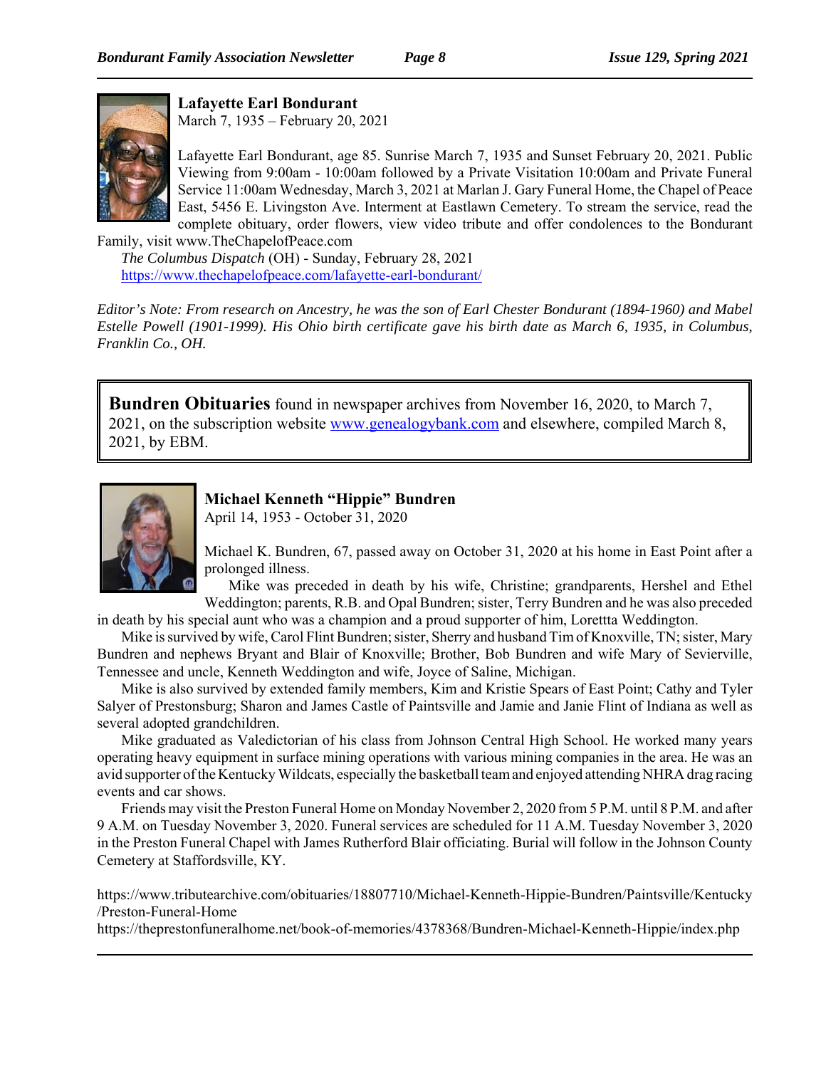**Lafayette Earl Bondurant**
March 7, 1935 – February 20, 2021

Lafayette Earl Bondurant, age 85. Sunrise March 7, 1935 and Sunset February 20, 2021. Public Viewing from 9:00am - 10:00am followed by a Private Visitation 10:00am and Private Funeral Service 11:00am Wednesday, March 3, 2021 at Marlan J. Gary Funeral Home, the Chapel of Peace East, 5456 E. Livingston Ave. Interment at Eastlawn Cemetery. To stream the service, read the complete obituary, order flowers, view video tribute and offer condolences to the Bondurant Family, visit www.TheChapelofPeace.com

*The Columbus Dispatch* (OH) - Sunday, February 28, 2021
https://www.thechapelofpeace.com/lafayette-earl-bondurant/

*Editor's Note: From research on Ancestry, he was the son of Earl Chester Bondurant (1894-1960) and Mabel Estelle Powell (1901-1999). His Ohio birth certificate gave his birth date as March 6, 1935, in Columbus, Franklin Co., OH.*

**Bundren Obituaries** found in newspaper archives from November 16, 2020, to March 7, 2021, on the subscription website www.genealogybank.com and elsewhere, compiled March 8, 2021, by EBM.

**Michael Kenneth "Hippie" Bundren**
April 14, 1953 - October 31, 2020

Michael K. Bundren, 67, passed away on October 31, 2020 at his home in East Point after a prolonged illness.

Mike was preceded in death by his wife, Christine; grandparents, Hershel and Ethel Weddington; parents, R.B. and Opal Bundren; sister, Terry Bundren and he was also preceded in death by his special aunt who was a champion and a proud supporter of him, Loretta Weddington.

Mike is survived by wife, Carol Flint Bundren; sister, Sherry and husband Tim of Knoxville, TN; sister, Mary Bundren and nephews Bryant and Blair of Knoxville; Brother, Bob Bundren and wife Mary of Sevierville, Tennessee and uncle, Kenneth Weddington and wife, Joyce of Saline, Michigan.

Mike is also survived by extended family members, Kim and Kristie Spears of East Point; Cathy and Tyler Salyer of Prestonsburg; Sharon and James Castle of Paintsville and Jamie and Janie Flint of Indiana as well as several adopted grandchildren.

Mike graduated as Valedictorian of his class from Johnson Central High School. He worked many years operating heavy equipment in surface mining operations with various mining companies in the area. He was an avid supporter of the Kentucky Wildcats, especially the basketball team and enjoyed attending NHRA drag racing events and car shows.

Friends may visit the Preston Funeral Home on Monday November 2, 2020 from 5 P.M. until 8 P.M. and after 9 A.M. on Tuesday November 3, 2020. Funeral services are scheduled for 11 A.M. Tuesday November 3, 2020 in the Preston Funeral Chapel with James Rutherford Blair officiating. Burial will follow in the Johnson County Cemetery at Staffordsville, KY.

https://www.tributearchive.com/obituaries/18807710/Michael-Kenneth-Hippie-Bundren/Paintsville/Kentucky/Preston-Funeral-Home
https://theprestonfuneralhome.net/book-of-memories/4378368/Bundren-Michael-Kenneth-Hippie/index.php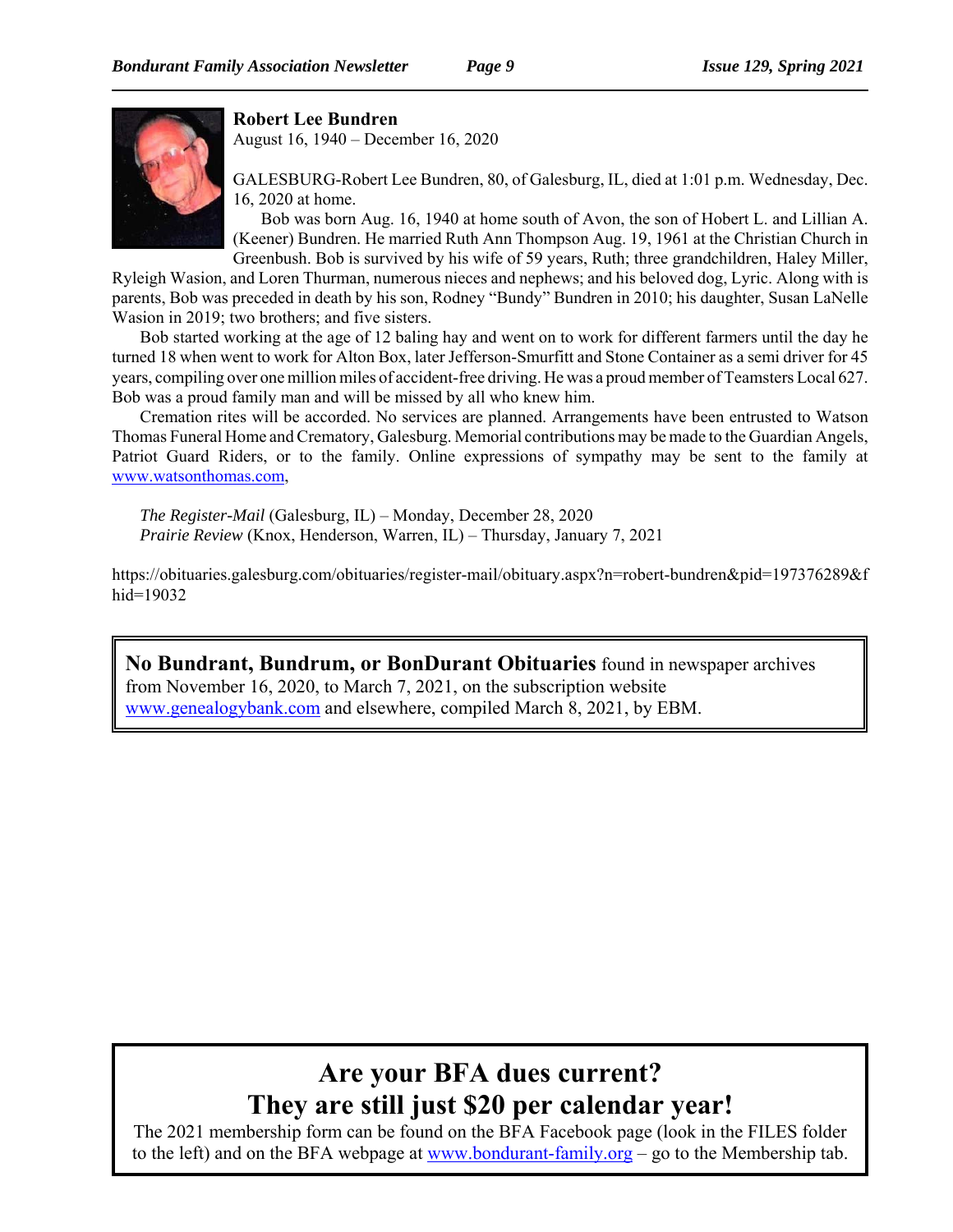**Robert Lee Bundren**
August 16, 1940 – December 16, 2020

GALESBURG-Robert Lee Bundren, 80, of Galesburg, IL, died at 1:01 p.m. Wednesday, Dec. 16, 2020 at home.

Bob was born Aug. 16, 1940 at home south of Avon, the son of Hobert L. and Lillian A. (Keener) Bundren. He married Ruth Ann Thompson Aug. 19, 1961 at the Christian Church in Greenbush. Bob is survived by his wife of 59 years, Ruth; three grandchildren, Haley Miller, Ryleigh Wasion, and Loren Thurman, numerous nieces and nephews; and his beloved dog, Lyric. Along with is parents, Bob was preceded in death by his son, Rodney "Bundy" Bundren in 2010; his daughter, Susan LaNelle Wasion in 2019; two brothers; and five sisters.

Bob started working at the age of 12 baling hay and went on to work for different farmers until the day he turned 18 when went to work for Alton Box, later Jefferson-Smurfitt and Stone Container as a semi driver for 45 years, compiling over one million miles of accident-free driving. He was a proud member of Teamsters Local 627. Bob was a proud family man and will be missed by all who knew him.

Cremation rites will be accorded. No services are planned. Arrangements have been entrusted to Watson Thomas Funeral Home and Crematory, Galesburg. Memorial contributions may be made to the Guardian Angels, Patriot Guard Riders, or to the family. Online expressions of sympathy may be sent to the family at www.watsonthomas.com,

*The Register-Mail* (Galesburg, IL) – Monday, December 28, 2020
*Prairie Review* (Knox, Henderson, Warren, IL) – Thursday, January 7, 2021

https://obituaries.galesburg.com/obituaries/register-mail/obituary.aspx?n=robert-bundren&pid=197376289&fhid=19032

---

**No Bundrant, Bundrum, or BonDurant Obituaries** found in newspaper archives from November 16, 2020, to March 7, 2021, on the subscription website www.genealogybank.com and elsewhere, compiled March 8, 2021, by EBM.

---

## Are your BFA dues current?
## They are still just $20 per calendar year!

The 2021 membership form can be found on the BFA Facebook page (look in the FILES folder to the left) and on the BFA webpage at www.bondurant-family.org – go to the Membership tab.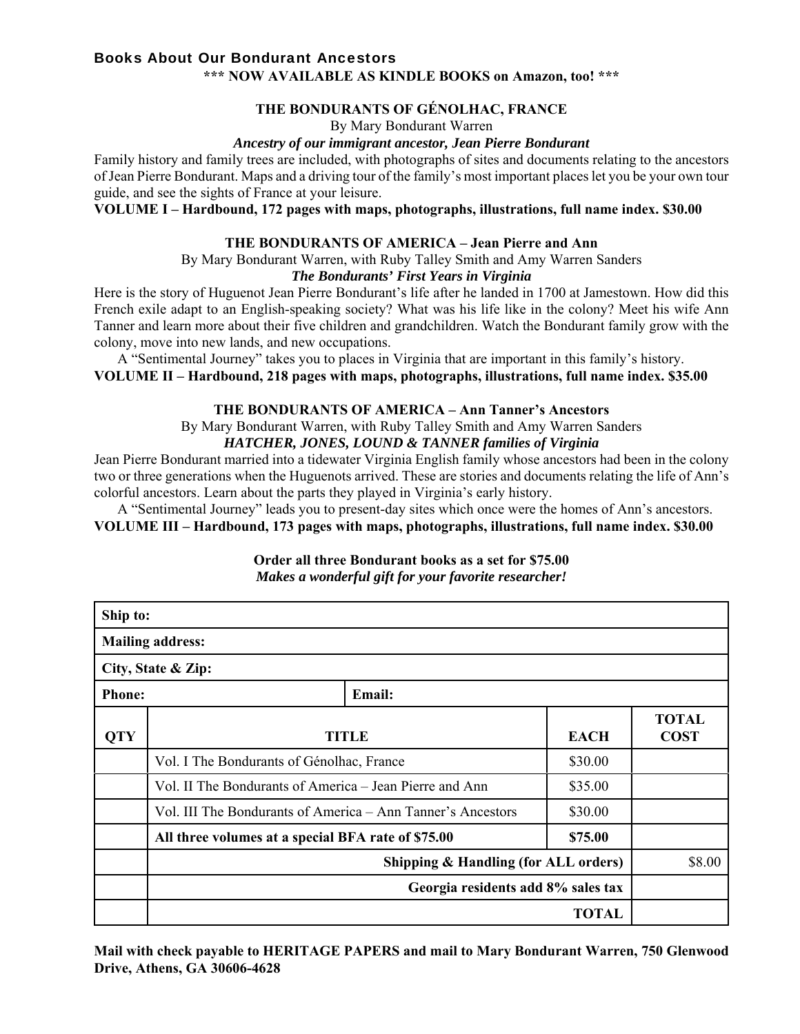## Books About Our Bondurant Ancestors

**\*\*\* NOW AVAILABLE AS KINDLE BOOKS on Amazon, too! \*\*\***

### THE BONDURANTS OF GÉNOLHAC, FRANCE

By Mary Bondurant Warren

***Ancestry of our immigrant ancestor, Jean Pierre Bondurant***

Family history and family trees are included, with photographs of sites and documents relating to the ancestors of Jean Pierre Bondurant. Maps and a driving tour of the family's most important places let you be your own tour guide, and see the sights of France at your leisure.

**VOLUME I – Hardbound, 172 pages with maps, photographs, illustrations, full name index. $30.00**

### THE BONDURANTS OF AMERICA – Jean Pierre and Ann

By Mary Bondurant Warren, with Ruby Talley Smith and Amy Warren Sanders

***The Bondurants' First Years in Virginia***

Here is the story of Huguenot Jean Pierre Bondurant's life after he landed in 1700 at Jamestown. How did this French exile adapt to an English-speaking society? What was his life like in the colony? Meet his wife Ann Tanner and learn more about their five children and grandchildren. Watch the Bondurant family grow with the colony, move into new lands, and new occupations.

A "Sentimental Journey" takes you to places in Virginia that are important in this family's history.

**VOLUME II – Hardbound, 218 pages with maps, photographs, illustrations, full name index. $35.00**

### THE BONDURANTS OF AMERICA – Ann Tanner's Ancestors

By Mary Bondurant Warren, with Ruby Talley Smith and Amy Warren Sanders

***HATCHER, JONES, LOUND & TANNER families of Virginia***

Jean Pierre Bondurant married into a tidewater Virginia English family whose ancestors had been in the colony two or three generations when the Huguenots arrived. These are stories and documents relating the life of Ann's colorful ancestors. Learn about the parts they played in Virginia's early history.

A "Sentimental Journey" leads you to present-day sites which once were the homes of Ann's ancestors.

**VOLUME III – Hardbound, 173 pages with maps, photographs, illustrations, full name index. $30.00**

**Order all three Bondurant books as a set for $75.00**

***Makes a wonderful gift for your favorite researcher!***

| | | | |
|---|---|---|---|
| **Ship to:** | | | |
| **Mailing address:** | | | |
| **City, State & Zip:** | | | |
| **Phone:** | **Email:** | | |
| **QTY** | **TITLE** | **EACH** | **TOTAL COST** |
| | Vol. I The Bondurants of Génolhac, France | $30.00 | |
| | Vol. II The Bondurants of America – Jean Pierre and Ann | $35.00 | |
| | Vol. III The Bondurants of America – Ann Tanner's Ancestors | $30.00 | |
| | **All three volumes at a special BFA rate of $75.00** | **$75.00** | |
| | **Shipping & Handling (for ALL orders)** | | $8.00 |
| | **Georgia residents add 8% sales tax** | | |
| | **TOTAL** | | |

**Mail with check payable to HERITAGE PAPERS and mail to Mary Bondurant Warren, 750 Glenwood Drive, Athens, GA 30606-4628**